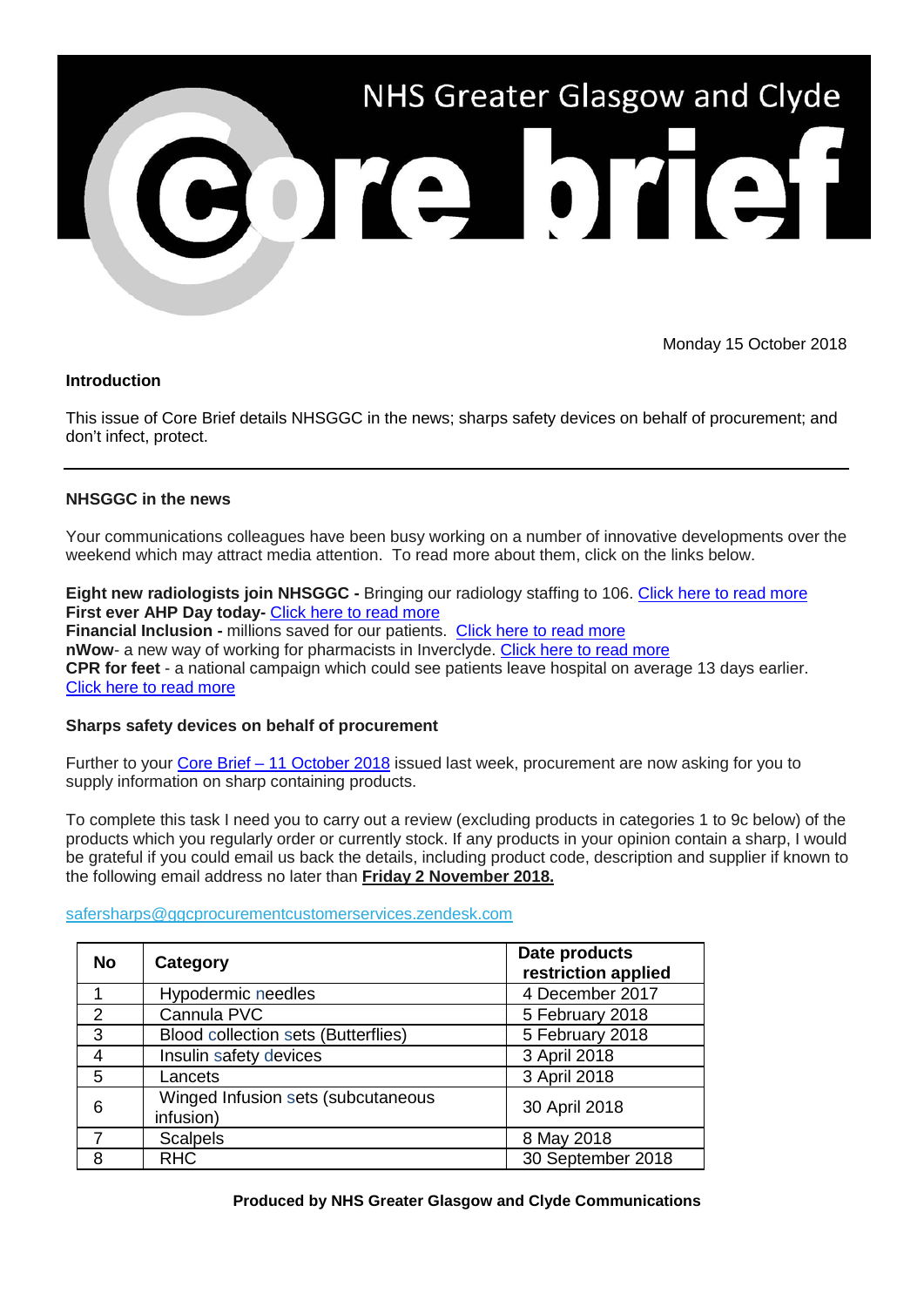# NHS Greater Glasgow and Clyde Core brief

Monday 15 October 2018

**Introduction**

This issue of Core Brief details NHSGGC in the news; sharps safety devices on behalf of procurement; and don't infect, protect.

---

**NHSGGC in the news**

Your communications colleagues have been busy working on a number of innovative developments over the weekend which may attract media attention. To read more about them, click on the links below.

**Eight new radiologists join NHSGGC -** Bringing our radiology staffing to 106. Click here to read more
**First ever AHP Day today-** Click here to read more
**Financial Inclusion -** millions saved for our patients. Click here to read more
**nWow**- a new way of working for pharmacists in Inverclyde. Click here to read more
**CPR for feet** - a national campaign which could see patients leave hospital on average 13 days earlier. Click here to read more

**Sharps safety devices on behalf of procurement**

Further to your Core Brief – 11 October 2018 issued last week, procurement are now asking for you to supply information on sharp containing products.

To complete this task I need you to carry out a review (excluding products in categories 1 to 9c below) of the products which you regularly order or currently stock. If any products in your opinion contain a sharp, I would be grateful if you could email us back the details, including product code, description and supplier if known to the following email address no later than **Friday 2 November 2018.**

safersharps@ggcprocurementcustomerservices.zendesk.com

| No | Category | Date products restriction applied |
|---|---|---|
| 1 | Hypodermic needles | 4 December 2017 |
| 2 | Cannula PVC | 5 February 2018 |
| 3 | Blood collection sets (Butterflies) | 5 February 2018 |
| 4 | Insulin safety devices | 3 April 2018 |
| 5 | Lancets | 3 April 2018 |
| 6 | Winged Infusion sets (subcutaneous infusion) | 30 April 2018 |
| 7 | Scalpels | 8 May 2018 |
| 8 | RHC | 30 September 2018 |

**Produced by NHS Greater Glasgow and Clyde Communications**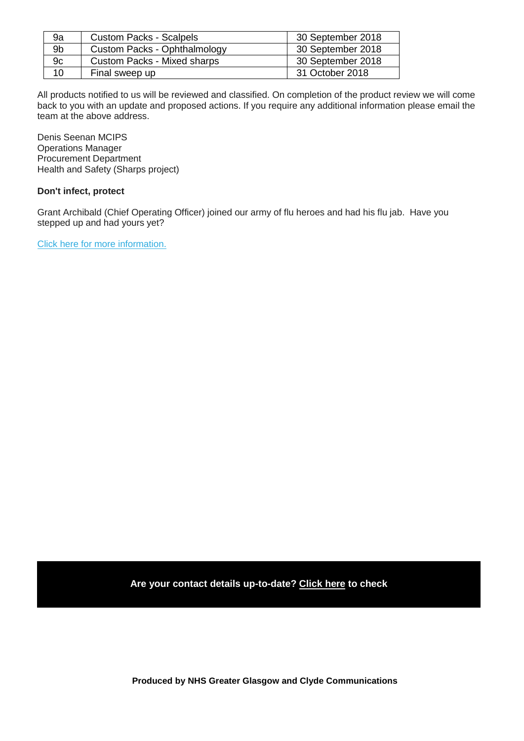| | | |
|---|---|---|
| 9a | Custom Packs - Scalpels | 30 September 2018 |
| 9b | Custom Packs - Ophthalmology | 30 September 2018 |
| 9c | Custom Packs - Mixed sharps | 30 September 2018 |
| 10 | Final sweep up | 31 October 2018 |

All products notified to us will be reviewed and classified. On completion of the product review we will come back to you with an update and proposed actions. If you require any additional information please email the team at the above address.

Denis Seenan MCIPS
Operations Manager
Procurement Department
Health and Safety (Sharps project)

**Don't infect, protect**

Grant Archibald (Chief Operating Officer) joined our army of flu heroes and had his flu jab. Have you stepped up and had yours yet?

Click here for more information.

**Are your contact details up-to-date? Click here to check**

**Produced by NHS Greater Glasgow and Clyde Communications**